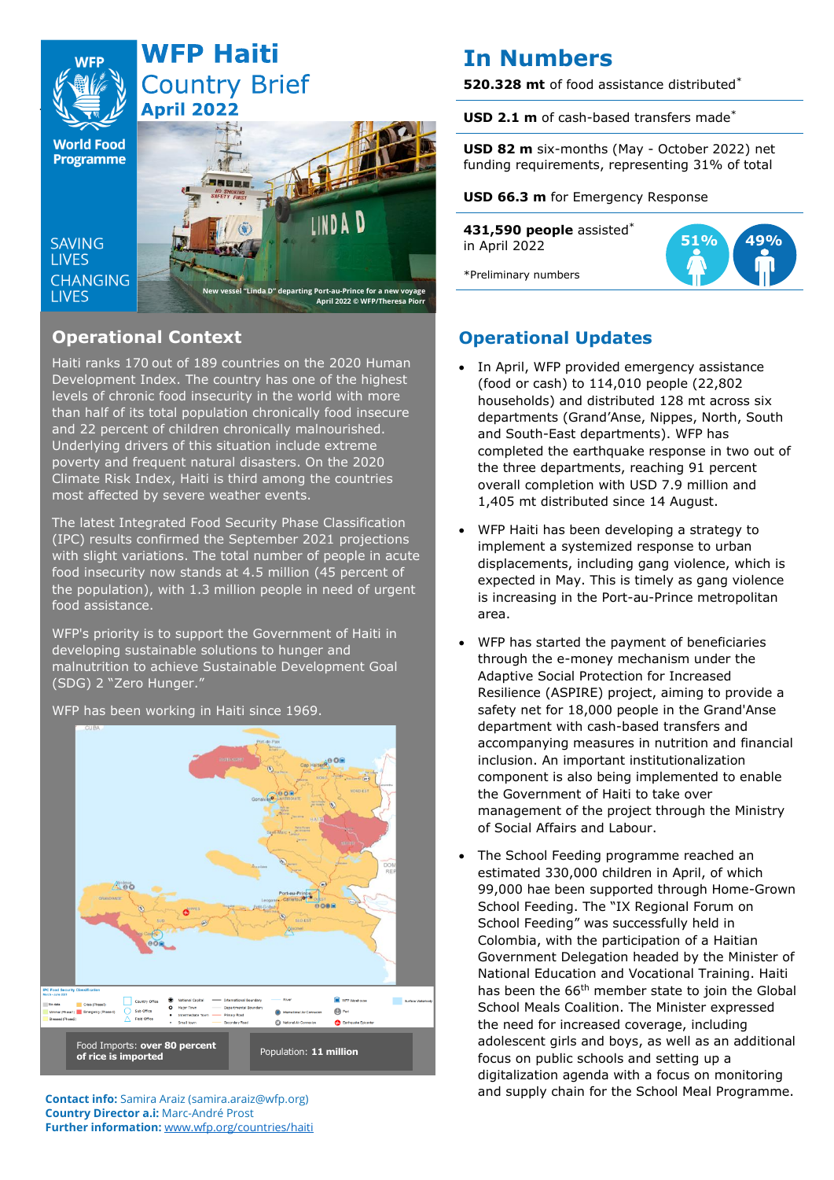# WFP Haiti Country Brief
## April 2022

World Food Programme

SAVING LIVES CHANGING LIVES

New vessel "Linda D" departing Port-au-Prince for a new voyage April 2022 © WFP/Theresa Piorr

## In Numbers

**520.328 mt** of food assistance distributed*

**USD 2.1 m** of cash-based transfers made*

**USD 82 m** six-months (May - October 2022) net funding requirements, representing 31% of total

**USD 66.3 m** for Emergency Response

**431,590 people** assisted* in April 2022

51% 49%

*Preliminary numbers

## Operational Context

Haiti ranks 170 out of 189 countries on the 2020 Human Development Index. The country has one of the highest levels of chronic food insecurity in the world with more than half of its total population chronically food insecure and 22 percent of children chronically malnourished. Underlying drivers of this situation include extreme poverty and frequent natural disasters. On the 2020 Climate Risk Index, Haiti is third among the countries most affected by severe weather events.

The latest Integrated Food Security Phase Classification (IPC) results confirmed the September 2021 projections with slight variations. The total number of people in acute food insecurity now stands at 4.5 million (45 percent of the population), with 1.3 million people in need of urgent food assistance.

WFP's priority is to support the Government of Haiti in developing sustainable solutions to hunger and malnutrition to achieve Sustainable Development Goal (SDG) 2 "Zero Hunger."

WFP has been working in Haiti since 1969.

Food Imports: **over 80 percent of rice is imported**

Population: **11 million**

**Contact info:** Samira Araiz (samira.araiz@wfp.org)
**Country Director a.i:** Marc-André Prost
**Further information:** www.wfp.org/countries/haiti

## Operational Updates

- In April, WFP provided emergency assistance (food or cash) to 114,010 people (22,802 households) and distributed 128 mt across six departments (Grand'Anse, Nippes, North, South and South-East departments). WFP has completed the earthquake response in two out of the three departments, reaching 91 percent overall completion with USD 7.9 million and 1,405 mt distributed since 14 August.
- WFP Haiti has been developing a strategy to implement a systemized response to urban displacements, including gang violence, which is expected in May. This is timely as gang violence is increasing in the Port-au-Prince metropolitan area.
- WFP has started the payment of beneficiaries through the e-money mechanism under the Adaptive Social Protection for Increased Resilience (ASPIRE) project, aiming to provide a safety net for 18,000 people in the Grand'Anse department with cash-based transfers and accompanying measures in nutrition and financial inclusion. An important institutionalization component is also being implemented to enable the Government of Haiti to take over management of the project through the Ministry of Social Affairs and Labour.
- The School Feeding programme reached an estimated 330,000 children in April, of which 99,000 hae been supported through Home-Grown School Feeding. The "IX Regional Forum on School Feeding" was successfully held in Colombia, with the participation of a Haitian Government Delegation headed by the Minister of National Education and Vocational Training. Haiti has been the 66th member state to join the Global School Meals Coalition. The Minister expressed the need for increased coverage, including adolescent girls and boys, as well as an additional focus on public schools and setting up a digitalization agenda with a focus on monitoring and supply chain for the School Meal Programme.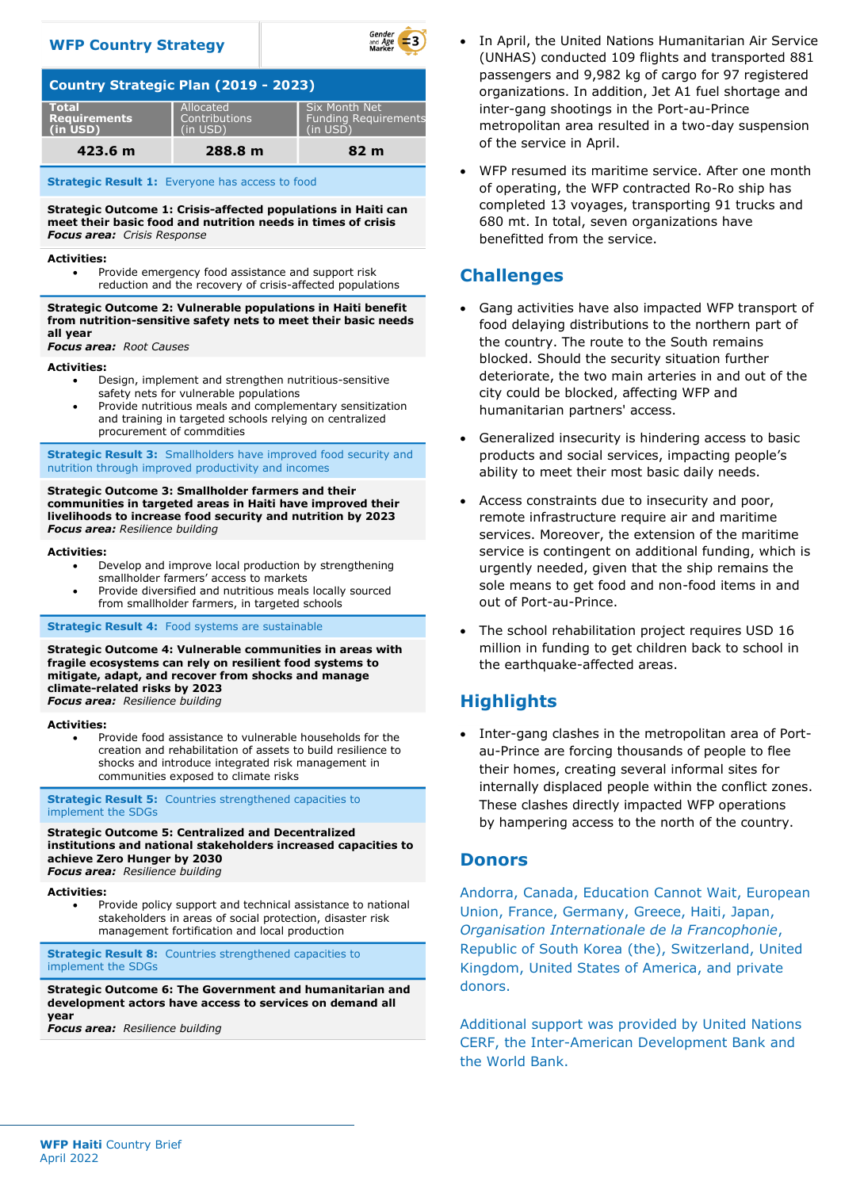## WFP Country Strategy

Gender and Age Marker 3

### Country Strategic Plan (2019 - 2023)

| Total Requirements (in USD) | Allocated Contributions (in USD) | Six Month Net Funding Requirements (in USD) |
|---|---|---|
| 423.6 m | 288.8 m | 82 m |

**Strategic Result 1:** Everyone has access to food

**Strategic Outcome 1: Crisis-affected populations in Haiti can meet their basic food and nutrition needs in times of crisis**
***Focus area:*** *Crisis Response*

**Activities:**
- Provide emergency food assistance and support risk reduction and the recovery of crisis-affected populations

**Strategic Outcome 2: Vulnerable populations in Haiti benefit from nutrition-sensitive safety nets to meet their basic needs all year**
***Focus area:*** *Root Causes*

**Activities:**
- Design, implement and strengthen nutritious-sensitive safety nets for vulnerable populations
- Provide nutritious meals and complementary sensitization and training in targeted schools relying on centralized procurement of commdities

**Strategic Result 3:** Smallholders have improved food security and nutrition through improved productivity and incomes

**Strategic Outcome 3: Smallholder farmers and their communities in targeted areas in Haiti have improved their livelihoods to increase food security and nutrition by 2023**
***Focus area:*** *Resilience building*

**Activities:**
- Develop and improve local production by strengthening smallholder farmers' access to markets
- Provide diversified and nutritious meals locally sourced from smallholder farmers, in targeted schools

**Strategic Result 4:** Food systems are sustainable

**Strategic Outcome 4: Vulnerable communities in areas with fragile ecosystems can rely on resilient food systems to mitigate, adapt, and recover from shocks and manage climate-related risks by 2023**
***Focus area:*** *Resilience building*

**Activities:**
- Provide food assistance to vulnerable households for the creation and rehabilitation of assets to build resilience to shocks and introduce integrated risk management in communities exposed to climate risks

**Strategic Result 5:** Countries strengthened capacities to implement the SDGs

**Strategic Outcome 5: Centralized and Decentralized institutions and national stakeholders increased capacities to achieve Zero Hunger by 2030**
***Focus area:*** *Resilience building*

**Activities:**
- Provide policy support and technical assistance to national stakeholders in areas of social protection, disaster risk management fortification and local production

**Strategic Result 8:** Countries strengthened capacities to implement the SDGs

**Strategic Outcome 6: The Government and humanitarian and development actors have access to services on demand all year**
***Focus area:*** *Resilience building*

- In April, the United Nations Humanitarian Air Service (UNHAS) conducted 109 flights and transported 881 passengers and 9,982 kg of cargo for 97 registered organizations. In addition, Jet A1 fuel shortage and inter-gang shootings in the Port-au-Prince metropolitan area resulted in a two-day suspension of the service in April.
- WFP resumed its maritime service. After one month of operating, the WFP contracted Ro-Ro ship has completed 13 voyages, transporting 91 trucks and 680 mt. In total, seven organizations have benefitted from the service.

## Challenges

- Gang activities have also impacted WFP transport of food delaying distributions to the northern part of the country. The route to the South remains blocked. Should the security situation further deteriorate, the two main arteries in and out of the city could be blocked, affecting WFP and humanitarian partners' access.
- Generalized insecurity is hindering access to basic products and social services, impacting people's ability to meet their most basic daily needs.
- Access constraints due to insecurity and poor, remote infrastructure require air and maritime services. Moreover, the extension of the maritime service is contingent on additional funding, which is urgently needed, given that the ship remains the sole means to get food and non-food items in and out of Port-au-Prince.
- The school rehabilitation project requires USD 16 million in funding to get children back to school in the earthquake-affected areas.

## Highlights

- Inter-gang clashes in the metropolitan area of Port-au-Prince are forcing thousands of people to flee their homes, creating several informal sites for internally displaced people within the conflict zones. These clashes directly impacted WFP operations by hampering access to the north of the country.

## Donors

Andorra, Canada, Education Cannot Wait, European Union, France, Germany, Greece, Haiti, Japan, *Organisation Internationale de la Francophonie*, Republic of South Korea (the), Switzerland, United Kingdom, United States of America, and private donors.

Additional support was provided by United Nations CERF, the Inter-American Development Bank and the World Bank.